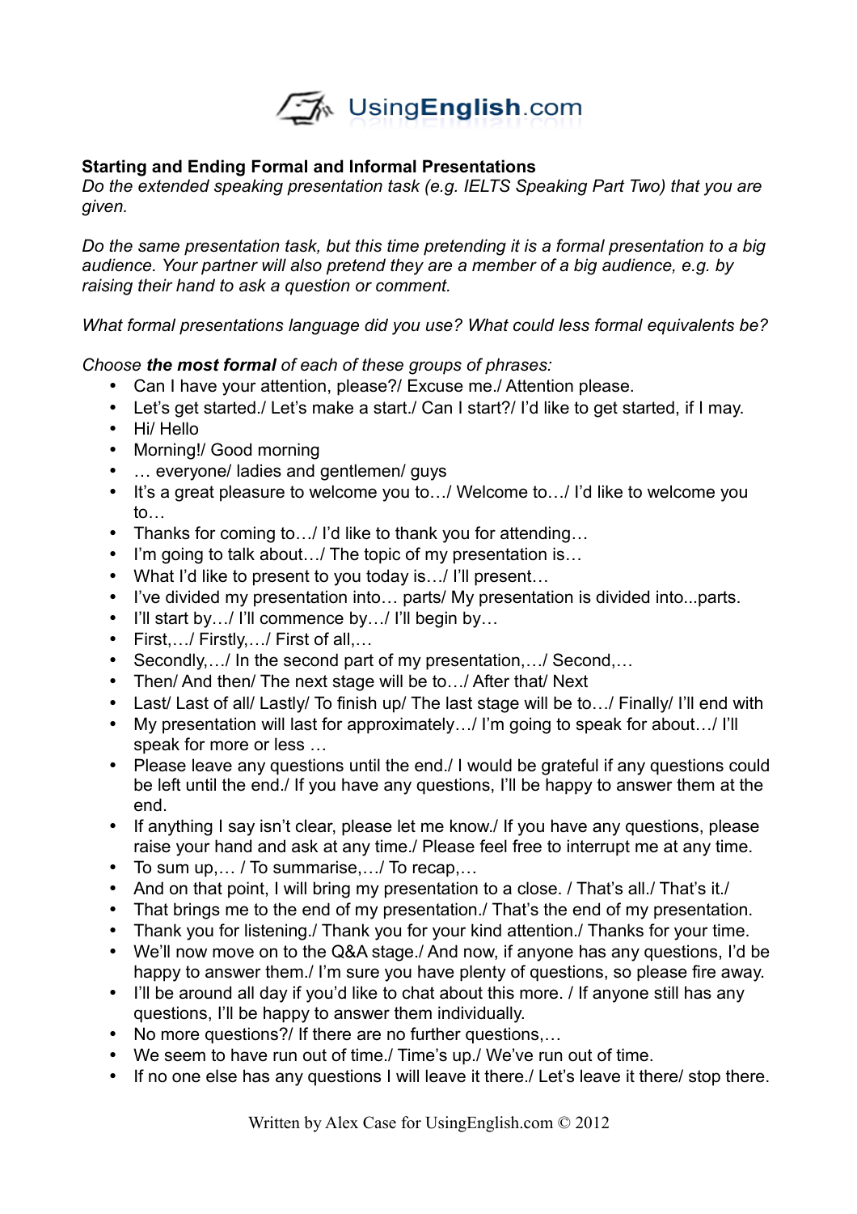**Starting and Ending Formal and Informal Presentations**

*Do the extended speaking presentation task (e.g. IELTS Speaking Part Two) that you are given.*

*Do the same presentation task, but this time pretending it is a formal presentation to a big audience. Your partner will also pretend they are a member of a big audience, e.g. by raising their hand to ask a question or comment.*

*What formal presentations language did you use? What could less formal equivalents be?*

*Choose* ***the most formal*** *of each of these groups of phrases:*

- Can I have your attention, please?/ Excuse me./ Attention please.
- Let's get started./ Let's make a start./ Can I start?/ I'd like to get started, if I may.
- Hi/ Hello
- Morning!/ Good morning
- … everyone/ ladies and gentlemen/ guys
- It's a great pleasure to welcome you to…/ Welcome to…/ I'd like to welcome you to…
- Thanks for coming to…/ I'd like to thank you for attending…
- I'm going to talk about…/ The topic of my presentation is…
- What I'd like to present to you today is…/ I'll present…
- I've divided my presentation into… parts/ My presentation is divided into...parts.
- I'll start by…/ I'll commence by…/ I'll begin by…
- First,…/ Firstly,…/ First of all,…
- Secondly,…/ In the second part of my presentation,…/ Second,…
- Then/ And then/ The next stage will be to…/ After that/ Next
- Last/ Last of all/ Lastly/ To finish up/ The last stage will be to…/ Finally/ I'll end with
- My presentation will last for approximately…/ I'm going to speak for about…/ I'll speak for more or less …
- Please leave any questions until the end./ I would be grateful if any questions could be left until the end./ If you have any questions, I'll be happy to answer them at the end.
- If anything I say isn't clear, please let me know./ If you have any questions, please raise your hand and ask at any time./ Please feel free to interrupt me at any time.
- To sum up,… / To summarise,…/ To recap,…
- And on that point, I will bring my presentation to a close. / That's all./ That's it./
- That brings me to the end of my presentation./ That's the end of my presentation.
- Thank you for listening./ Thank you for your kind attention./ Thanks for your time.
- We'll now move on to the Q&A stage./ And now, if anyone has any questions, I'd be happy to answer them./ I'm sure you have plenty of questions, so please fire away.
- I'll be around all day if you'd like to chat about this more. / If anyone still has any questions, I'll be happy to answer them individually.
- No more questions?/ If there are no further questions,…
- We seem to have run out of time./ Time's up./ We've run out of time.
- If no one else has any questions I will leave it there./ Let's leave it there/ stop there.

Written by Alex Case for UsingEnglish.com © 2012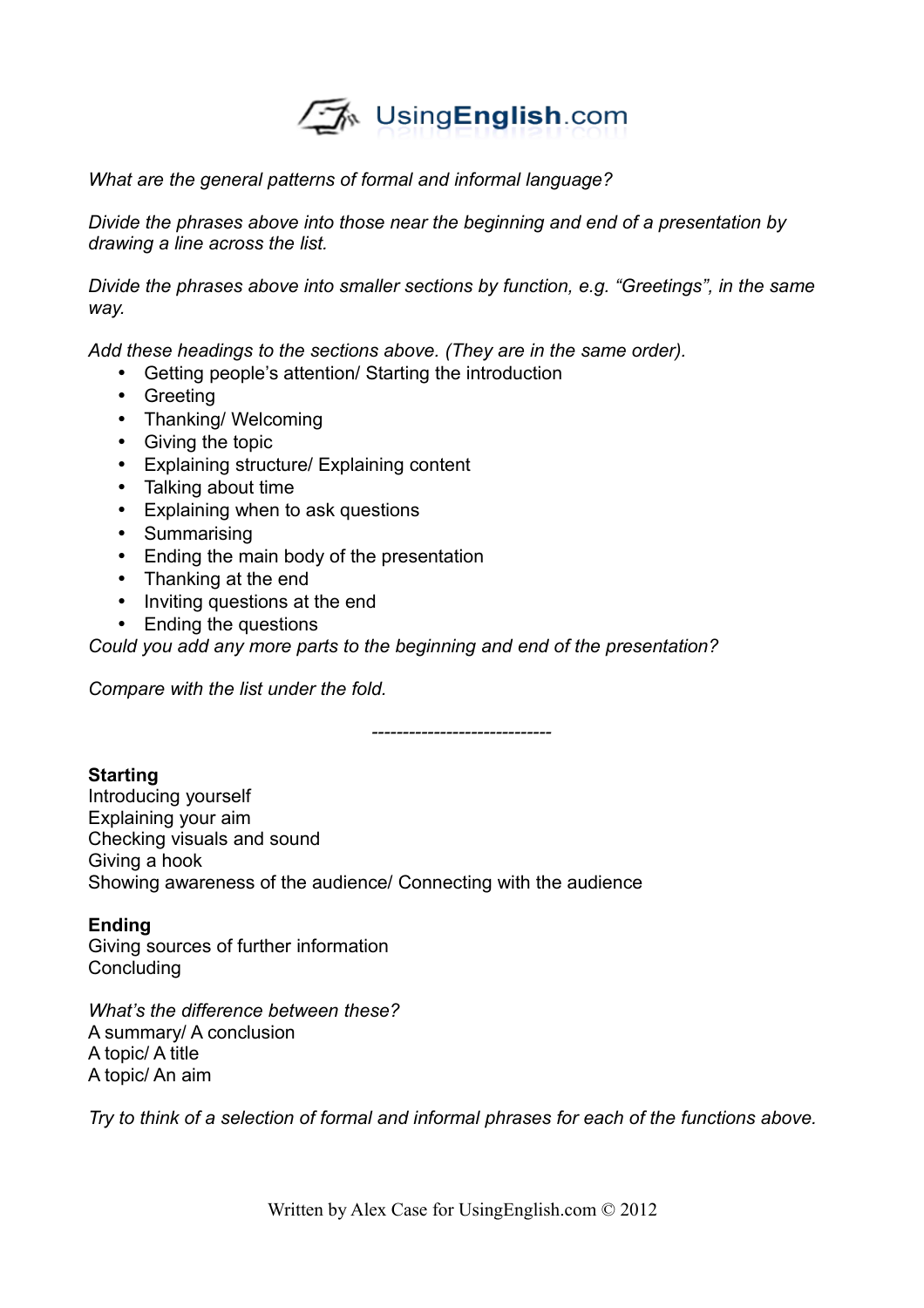*What are the general patterns of formal and informal language?*

*Divide the phrases above into those near the beginning and end of a presentation by drawing a line across the list.*

*Divide the phrases above into smaller sections by function, e.g. "Greetings", in the same way.*

*Add these headings to the sections above. (They are in the same order).*

- Getting people's attention/ Starting the introduction
- Greeting
- Thanking/ Welcoming
- Giving the topic
- Explaining structure/ Explaining content
- Talking about time
- Explaining when to ask questions
- Summarising
- Ending the main body of the presentation
- Thanking at the end
- Inviting questions at the end
- Ending the questions

*Could you add any more parts to the beginning and end of the presentation?*

*Compare with the list under the fold.*

----------------------------

**Starting**
Introducing yourself
Explaining your aim
Checking visuals and sound
Giving a hook
Showing awareness of the audience/ Connecting with the audience

**Ending**
Giving sources of further information
Concluding

*What's the difference between these?*
A summary/ A conclusion
A topic/ A title
A topic/ An aim

*Try to think of a selection of formal and informal phrases for each of the functions above.*

Written by Alex Case for UsingEnglish.com © 2012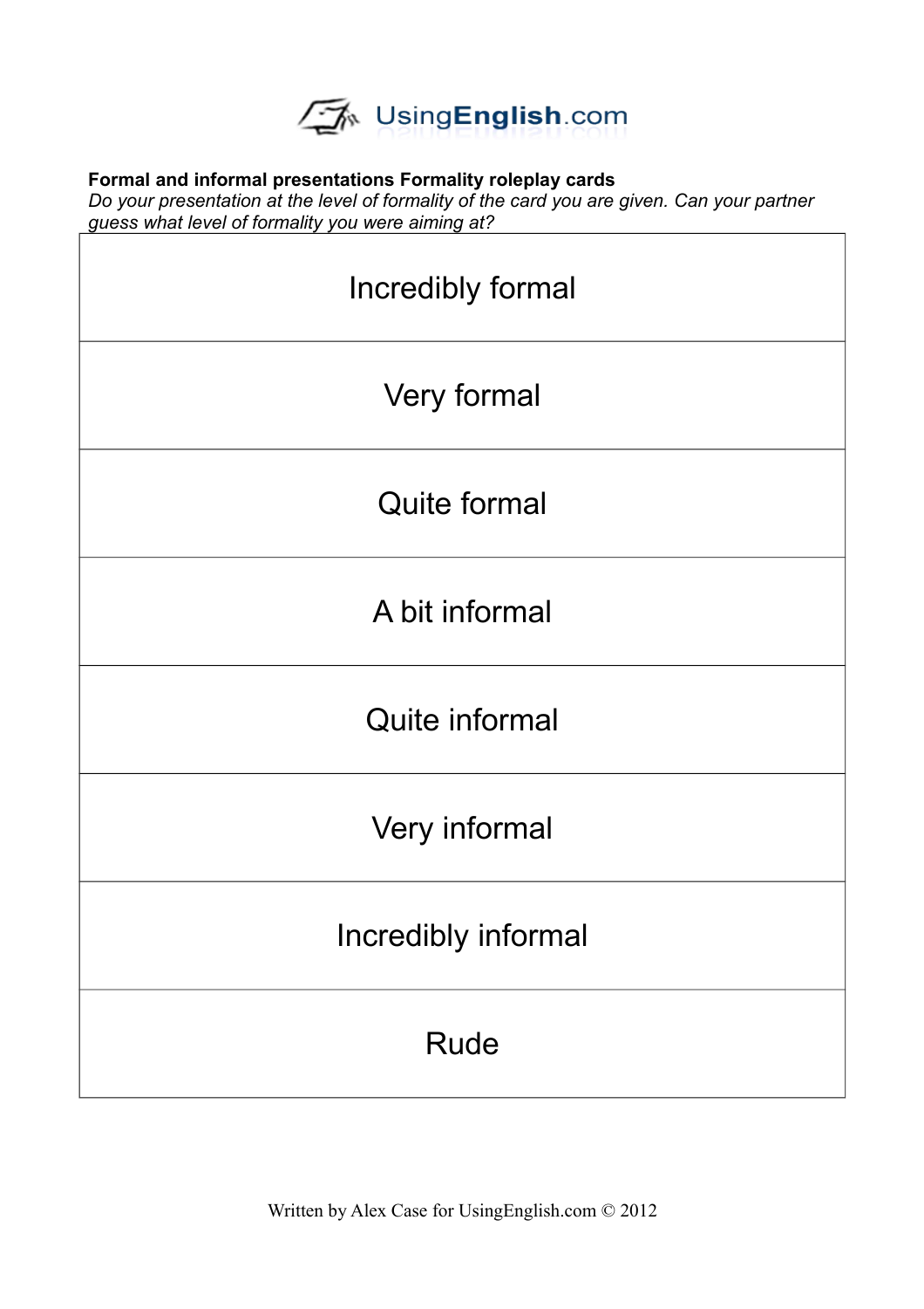**Formal and informal presentations Formality roleplay cards**

*Do your presentation at the level of formality of the card you are given. Can your partner guess what level of formality you were aiming at?*

| Incredibly formal |
|---|
| Very formal |
| Quite formal |
| A bit informal |
| Quite informal |
| Very informal |
| Incredibly informal |
| Rude |

Written by Alex Case for UsingEnglish.com © 2012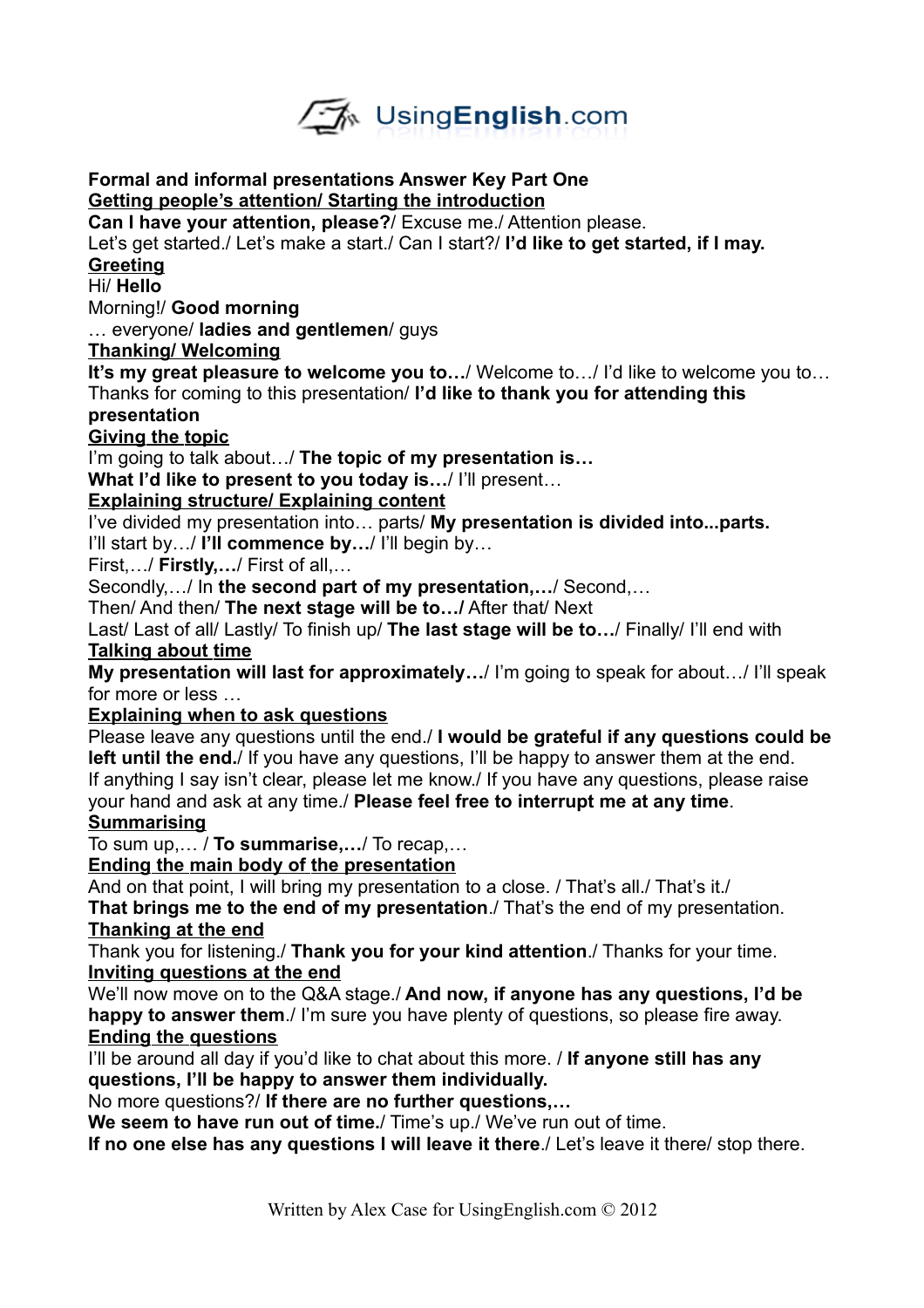**Formal and informal presentations Answer Key Part One**

**Getting people's attention/ Starting the introduction**

**Can I have your attention, please?**/ Excuse me./ Attention please.
Let's get started./ Let's make a start./ Can I start?/ **I'd like to get started, if I may.**

**Greeting**

Hi/ **Hello**
Morning!/ **Good morning**
… everyone/ **ladies and gentlemen**/ guys

**Thanking/ Welcoming**

**It's my great pleasure to welcome you to…**/ Welcome to…/ I'd like to welcome you to…
Thanks for coming to this presentation/ **I'd like to thank you for attending this presentation**

**Giving the topic**

I'm going to talk about…/ **The topic of my presentation is…**
**What I'd like to present to you today is…**/ I'll present…

**Explaining structure/ Explaining content**

I've divided my presentation into… parts/ **My presentation is divided into...parts.**
I'll start by…/ **I'll commence by…**/ I'll begin by…
First,…/ **Firstly,…**/ First of all,…
Secondly,…/ In **the second part of my presentation,…**/ Second,…
Then/ And then/ **The next stage will be to…**/ After that/ Next
Last/ Last of all/ Lastly/ To finish up/ **The last stage will be to…**/ Finally/ I'll end with

**Talking about time**

**My presentation will last for approximately…**/ I'm going to speak for about…/ I'll speak for more or less …

**Explaining when to ask questions**

Please leave any questions until the end./ **I would be grateful if any questions could be left until the end.**/ If you have any questions, I'll be happy to answer them at the end.
If anything I say isn't clear, please let me know./ If you have any questions, please raise your hand and ask at any time./ **Please feel free to interrupt me at any time**.

**Summarising**

To sum up,… / **To summarise,…**/ To recap,…

**Ending the main body of the presentation**

And on that point, I will bring my presentation to a close. / That's all./ That's it./
**That brings me to the end of my presentation**./ That's the end of my presentation.

**Thanking at the end**

Thank you for listening./ **Thank you for your kind attention**./ Thanks for your time.

**Inviting questions at the end**

We'll now move on to the Q&A stage./ **And now, if anyone has any questions, I'd be happy to answer them**./ I'm sure you have plenty of questions, so please fire away.

**Ending the questions**

I'll be around all day if you'd like to chat about this more. / **If anyone still has any questions, I'll be happy to answer them individually.**
No more questions?/ **If there are no further questions,…**
**We seem to have run out of time.**/ Time's up./ We've run out of time.
**If no one else has any questions I will leave it there**./ Let's leave it there/ stop there.

Written by Alex Case for UsingEnglish.com © 2012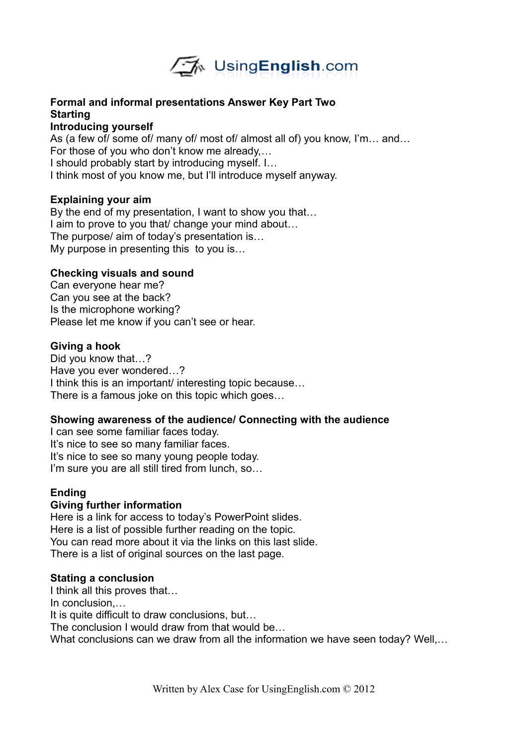# Formal and informal presentations Answer Key Part Two

## Starting

### Introducing yourself

As (a few of/ some of/ many of/ most of/ almost all of) you know, I'm… and…
For those of you who don't know me already,…
I should probably start by introducing myself. I…
I think most of you know me, but I'll introduce myself anyway.

### Explaining your aim

By the end of my presentation, I want to show you that…
I aim to prove to you that/ change your mind about…
The purpose/ aim of today's presentation is…
My purpose in presenting this to you is…

### Checking visuals and sound

Can everyone hear me?
Can you see at the back?
Is the microphone working?
Please let me know if you can't see or hear.

### Giving a hook

Did you know that…?
Have you ever wondered…?
I think this is an important/ interesting topic because…
There is a famous joke on this topic which goes…

### Showing awareness of the audience/ Connecting with the audience

I can see some familiar faces today.
It's nice to see so many familiar faces.
It's nice to see so many young people today.
I'm sure you are all still tired from lunch, so…

## Ending

### Giving further information

Here is a link for access to today's PowerPoint slides.
Here is a list of possible further reading on the topic.
You can read more about it via the links on this last slide.
There is a list of original sources on the last page.

### Stating a conclusion

I think all this proves that…
In conclusion,…
It is quite difficult to draw conclusions, but…
The conclusion I would draw from that would be…
What conclusions can we draw from all the information we have seen today? Well,…

Written by Alex Case for UsingEnglish.com © 2012